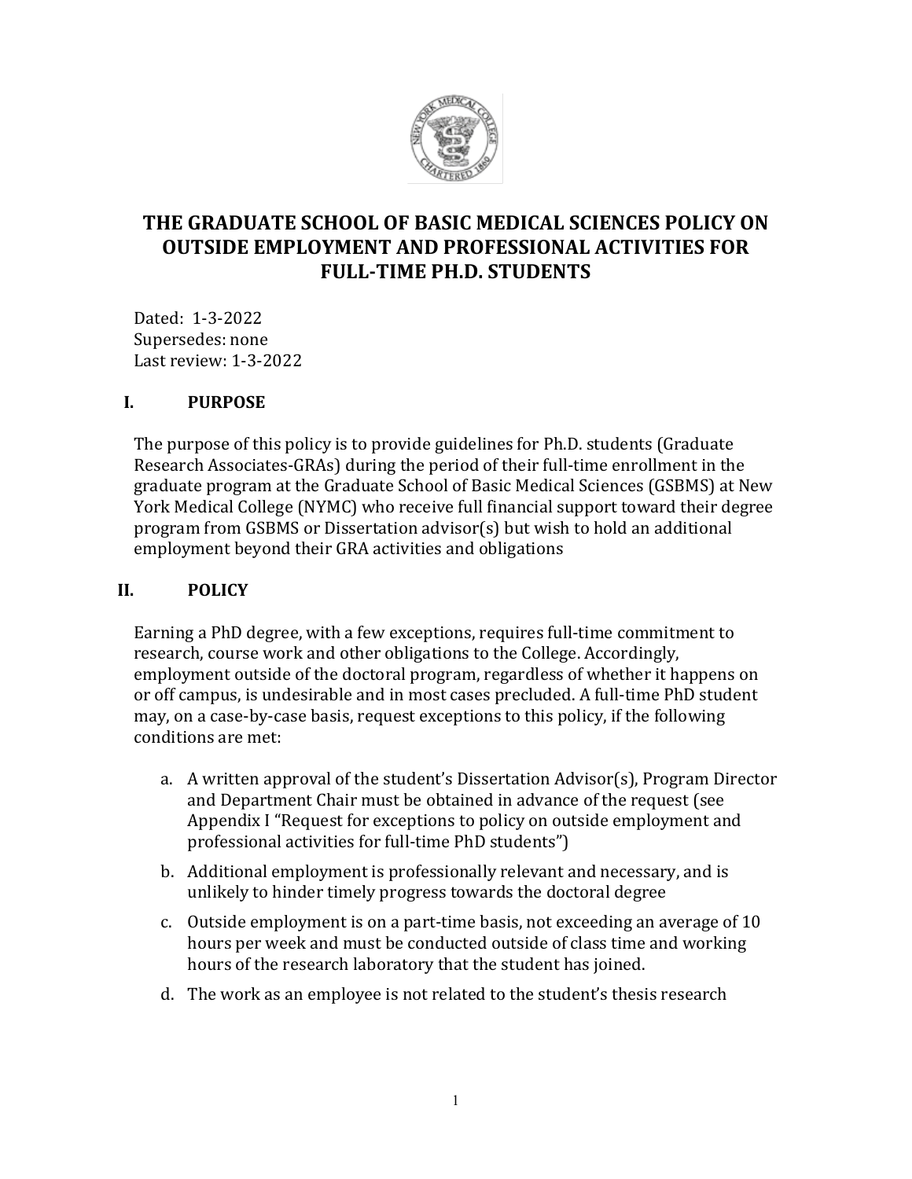# THE GRADUATE SCHOOL OF BASIC MEDICAL SCIENCES POLICY ON OUTSIDE EMPLOYMENT AND PROFESSIONAL ACTIVITIES FOR FULL-TIME PH.D. STUDENTS

Dated: 1-3-2022
Supersedes: none
Last review: 1-3-2022

## I. PURPOSE

The purpose of this policy is to provide guidelines for Ph.D. students (Graduate Research Associates-GRAs) during the period of their full-time enrollment in the graduate program at the Graduate School of Basic Medical Sciences (GSBMS) at New York Medical College (NYMC) who receive full financial support toward their degree program from GSBMS or Dissertation advisor(s) but wish to hold an additional employment beyond their GRA activities and obligations

## II. POLICY

Earning a PhD degree, with a few exceptions, requires full-time commitment to research, course work and other obligations to the College. Accordingly, employment outside of the doctoral program, regardless of whether it happens on or off campus, is undesirable and in most cases precluded. A full-time PhD student may, on a case-by-case basis, request exceptions to this policy, if the following conditions are met:

a. A written approval of the student's Dissertation Advisor(s), Program Director and Department Chair must be obtained in advance of the request (see Appendix I "Request for exceptions to policy on outside employment and professional activities for full-time PhD students")
b. Additional employment is professionally relevant and necessary, and is unlikely to hinder timely progress towards the doctoral degree
c. Outside employment is on a part-time basis, not exceeding an average of 10 hours per week and must be conducted outside of class time and working hours of the research laboratory that the student has joined.
d. The work as an employee is not related to the student's thesis research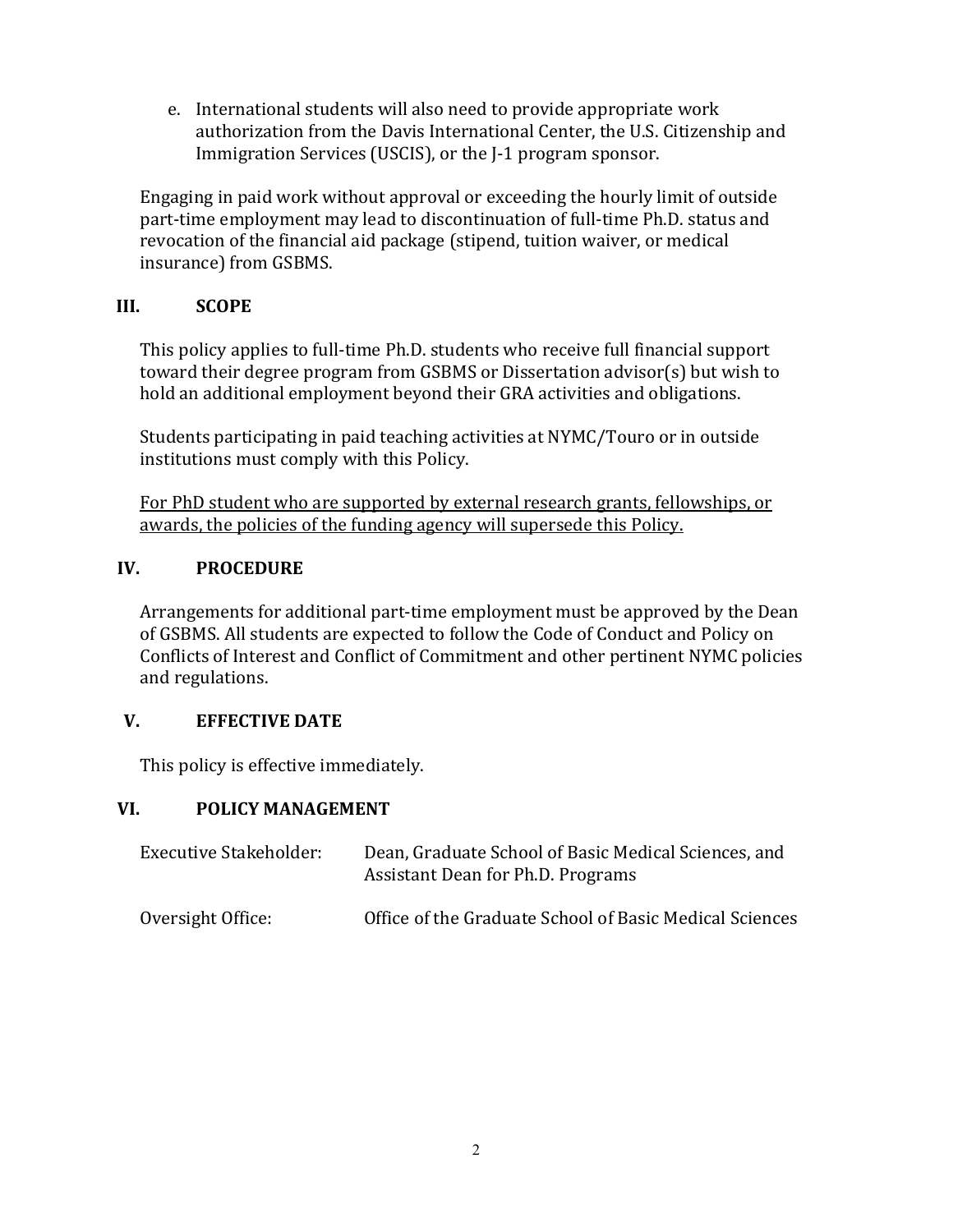e. International students will also need to provide appropriate work authorization from the Davis International Center, the U.S. Citizenship and Immigration Services (USCIS), or the J-1 program sponsor.

Engaging in paid work without approval or exceeding the hourly limit of outside part-time employment may lead to discontinuation of full-time Ph.D. status and revocation of the financial aid package (stipend, tuition waiver, or medical insurance) from GSBMS.

## III. SCOPE

This policy applies to full-time Ph.D. students who receive full financial support toward their degree program from GSBMS or Dissertation advisor(s) but wish to hold an additional employment beyond their GRA activities and obligations.

Students participating in paid teaching activities at NYMC/Touro or in outside institutions must comply with this Policy.

<u>For PhD student who are supported by external research grants, fellowships, or awards, the policies of the funding agency will supersede this Policy.</u>

## IV. PROCEDURE

Arrangements for additional part-time employment must be approved by the Dean of GSBMS. All students are expected to follow the Code of Conduct and Policy on Conflicts of Interest and Conflict of Commitment and other pertinent NYMC policies and regulations.

## V. EFFECTIVE DATE

This policy is effective immediately.

## VI. POLICY MANAGEMENT

| | |
|---|---|
| Executive Stakeholder: | Dean, Graduate School of Basic Medical Sciences, and Assistant Dean for Ph.D. Programs |
| Oversight Office: | Office of the Graduate School of Basic Medical Sciences |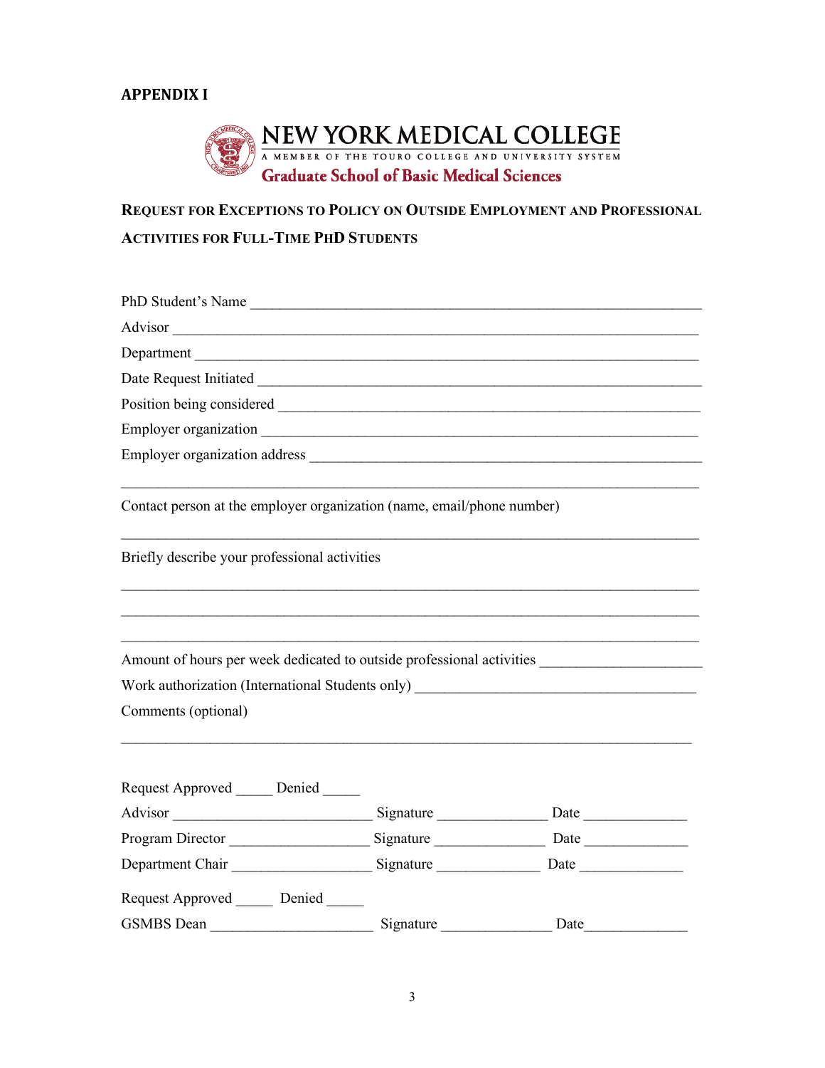**APPENDIX I**

NEW YORK MEDICAL COLLEGE

A MEMBER OF THE TOURO COLLEGE AND UNIVERSITY SYSTEM

Graduate School of Basic Medical Sciences

**REQUEST FOR EXCEPTIONS TO POLICY ON OUTSIDE EMPLOYMENT AND PROFESSIONAL ACTIVITIES FOR FULL-TIME PHD STUDENTS**

PhD Student's Name ____________________________________________________________

Advisor ________________________________________________________________________

Department _____________________________________________________________________

Date Request Initiated _________________________________________________________

Position being considered ______________________________________________________

Employer organization __________________________________________________________

Employer organization address __________________________________________________

________________________________________________________________________________

Contact person at the employer organization (name, email/phone number)

________________________________________________________________________________

Briefly describe your professional activities

________________________________________________________________________________

________________________________________________________________________________

________________________________________________________________________________

Amount of hours per week dedicated to outside professional activities _____________________

Work authorization (International Students only) _____________________________________

Comments (optional)

________________________________________________________________________________

Request Approved _____ Denied _____

Advisor __________________________ Signature ______________ Date _____________

Program Director _________________ Signature ______________ Date _____________

Department Chair _________________ Signature ______________ Date _____________

Request Approved _____ Denied _____

GSMBS Dean _____________________ Signature ______________ Date _____________